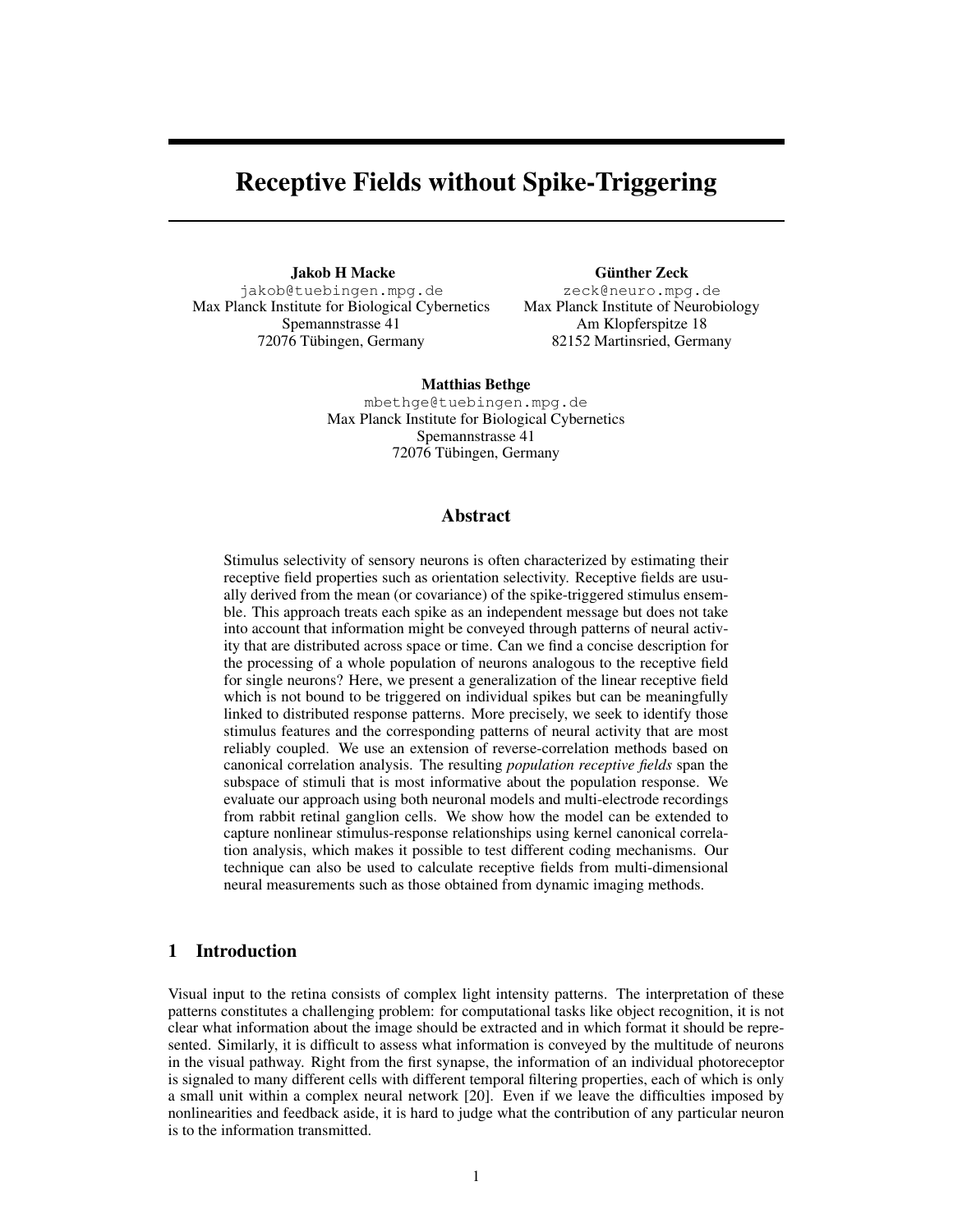# Receptive Fields without Spike-Triggering

**Jakob H Macke**
jakob@tuebingen.mpg.de
Max Planck Institute for Biological Cybernetics
Spemannstrasse 41
72076 Tübingen, Germany

**Günther Zeck**
zeck@neuro.mpg.de
Max Planck Institute of Neurobiology
Am Klopferspitze 18
82152 Martinsried, Germany

**Matthias Bethge**
mbethge@tuebingen.mpg.de
Max Planck Institute for Biological Cybernetics
Spemannstrasse 41
72076 Tübingen, Germany

## Abstract

Stimulus selectivity of sensory neurons is often characterized by estimating their receptive field properties such as orientation selectivity. Receptive fields are usually derived from the mean (or covariance) of the spike-triggered stimulus ensemble. This approach treats each spike as an independent message but does not take into account that information might be conveyed through patterns of neural activity that are distributed across space or time. Can we find a concise description for the processing of a whole population of neurons analogous to the receptive field for single neurons? Here, we present a generalization of the linear receptive field which is not bound to be triggered on individual spikes but can be meaningfully linked to distributed response patterns. More precisely, we seek to identify those stimulus features and the corresponding patterns of neural activity that are most reliably coupled. We use an extension of reverse-correlation methods based on canonical correlation analysis. The resulting *population receptive fields* span the subspace of stimuli that is most informative about the population response. We evaluate our approach using both neuronal models and multi-electrode recordings from rabbit retinal ganglion cells. We show how the model can be extended to capture nonlinear stimulus-response relationships using kernel canonical correlation analysis, which makes it possible to test different coding mechanisms. Our technique can also be used to calculate receptive fields from multi-dimensional neural measurements such as those obtained from dynamic imaging methods.

## 1 Introduction

Visual input to the retina consists of complex light intensity patterns. The interpretation of these patterns constitutes a challenging problem: for computational tasks like object recognition, it is not clear what information about the image should be extracted and in which format it should be represented. Similarly, it is difficult to assess what information is conveyed by the multitude of neurons in the visual pathway. Right from the first synapse, the information of an individual photoreceptor is signaled to many different cells with different temporal filtering properties, each of which is only a small unit within a complex neural network [20]. Even if we leave the difficulties imposed by nonlinearities and feedback aside, it is hard to judge what the contribution of any particular neuron is to the information transmitted.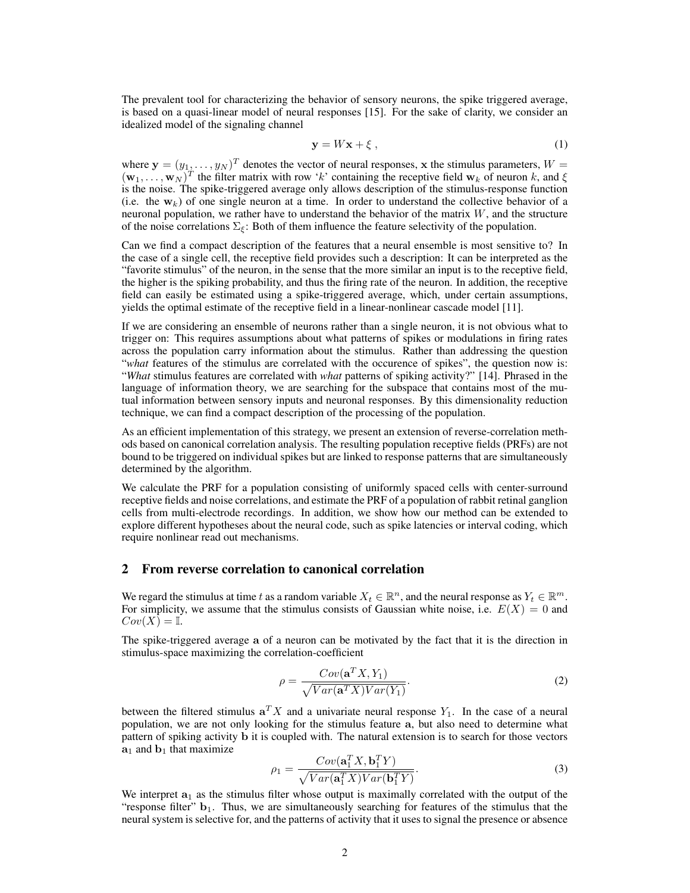The prevalent tool for characterizing the behavior of sensory neurons, the spike triggered average, is based on a quasi-linear model of neural responses [15]. For the sake of clarity, we consider an idealized model of the signaling channel

$$\mathbf{y} = W\mathbf{x} + \xi \,, \tag{1}$$

where $\mathbf{y} = (y_1, \ldots, y_N)^T$ denotes the vector of neural responses, $\mathbf{x}$ the stimulus parameters, $W = (\mathbf{w}_1, \ldots, \mathbf{w}_N)^T$ the filter matrix with row '$k$' containing the receptive field $\mathbf{w}_k$ of neuron $k$, and $\xi$ is the noise. The spike-triggered average only allows description of the stimulus-response function (i.e. the $\mathbf{w}_k$) of one single neuron at a time. In order to understand the collective behavior of a neuronal population, we rather have to understand the behavior of the matrix $W$, and the structure of the noise correlations $\Sigma_\xi$: Both of them influence the feature selectivity of the population.

Can we find a compact description of the features that a neural ensemble is most sensitive to? In the case of a single cell, the receptive field provides such a description: It can be interpreted as the "favorite stimulus" of the neuron, in the sense that the more similar an input is to the receptive field, the higher is the spiking probability, and thus the firing rate of the neuron. In addition, the receptive field can easily be estimated using a spike-triggered average, which, under certain assumptions, yields the optimal estimate of the receptive field in a linear-nonlinear cascade model [11].

If we are considering an ensemble of neurons rather than a single neuron, it is not obvious what to trigger on: This requires assumptions about what patterns of spikes or modulations in firing rates across the population carry information about the stimulus. Rather than addressing the question "*what* features of the stimulus are correlated with the occurence of spikes", the question now is: "*What* stimulus features are correlated with *what* patterns of spiking activity?" [14]. Phrased in the language of information theory, we are searching for the subspace that contains most of the mutual information between sensory inputs and neuronal responses. By this dimensionality reduction technique, we can find a compact description of the processing of the population.

As an efficient implementation of this strategy, we present an extension of reverse-correlation methods based on canonical correlation analysis. The resulting population receptive fields (PRFs) are not bound to be triggered on individual spikes but are linked to response patterns that are simultaneously determined by the algorithm.

We calculate the PRF for a population consisting of uniformly spaced cells with center-surround receptive fields and noise correlations, and estimate the PRF of a population of rabbit retinal ganglion cells from multi-electrode recordings. In addition, we show how our method can be extended to explore different hypotheses about the neural code, such as spike latencies or interval coding, which require nonlinear read out mechanisms.

## 2 From reverse correlation to canonical correlation

We regard the stimulus at time $t$ as a random variable $X_t \in \mathbb{R}^n$, and the neural response as $Y_t \in \mathbb{R}^m$. For simplicity, we assume that the stimulus consists of Gaussian white noise, i.e. $E(X) = 0$ and $Cov(X) = \mathbb{I}$.

The spike-triggered average $\mathbf{a}$ of a neuron can be motivated by the fact that it is the direction in stimulus-space maximizing the correlation-coefficient

$$\rho = \frac{Cov(\mathbf{a}^T X, Y_1)}{\sqrt{Var(\mathbf{a}^T X) Var(Y_1)}}. \tag{2}$$

between the filtered stimulus $\mathbf{a}^T X$ and a univariate neural response $Y_1$. In the case of a neural population, we are not only looking for the stimulus feature $\mathbf{a}$, but also need to determine what pattern of spiking activity $\mathbf{b}$ it is coupled with. The natural extension is to search for those vectors $\mathbf{a}_1$ and $\mathbf{b}_1$ that maximize

$$\rho_1 = \frac{Cov(\mathbf{a}_1^T X, \mathbf{b}_1^T Y)}{\sqrt{Var(\mathbf{a}_1^T X) Var(\mathbf{b}_1^T Y)}}. \tag{3}$$

We interpret $\mathbf{a}_1$ as the stimulus filter whose output is maximally correlated with the output of the "response filter" $\mathbf{b}_1$. Thus, we are simultaneously searching for features of the stimulus that the neural system is selective for, and the patterns of activity that it uses to signal the presence or absence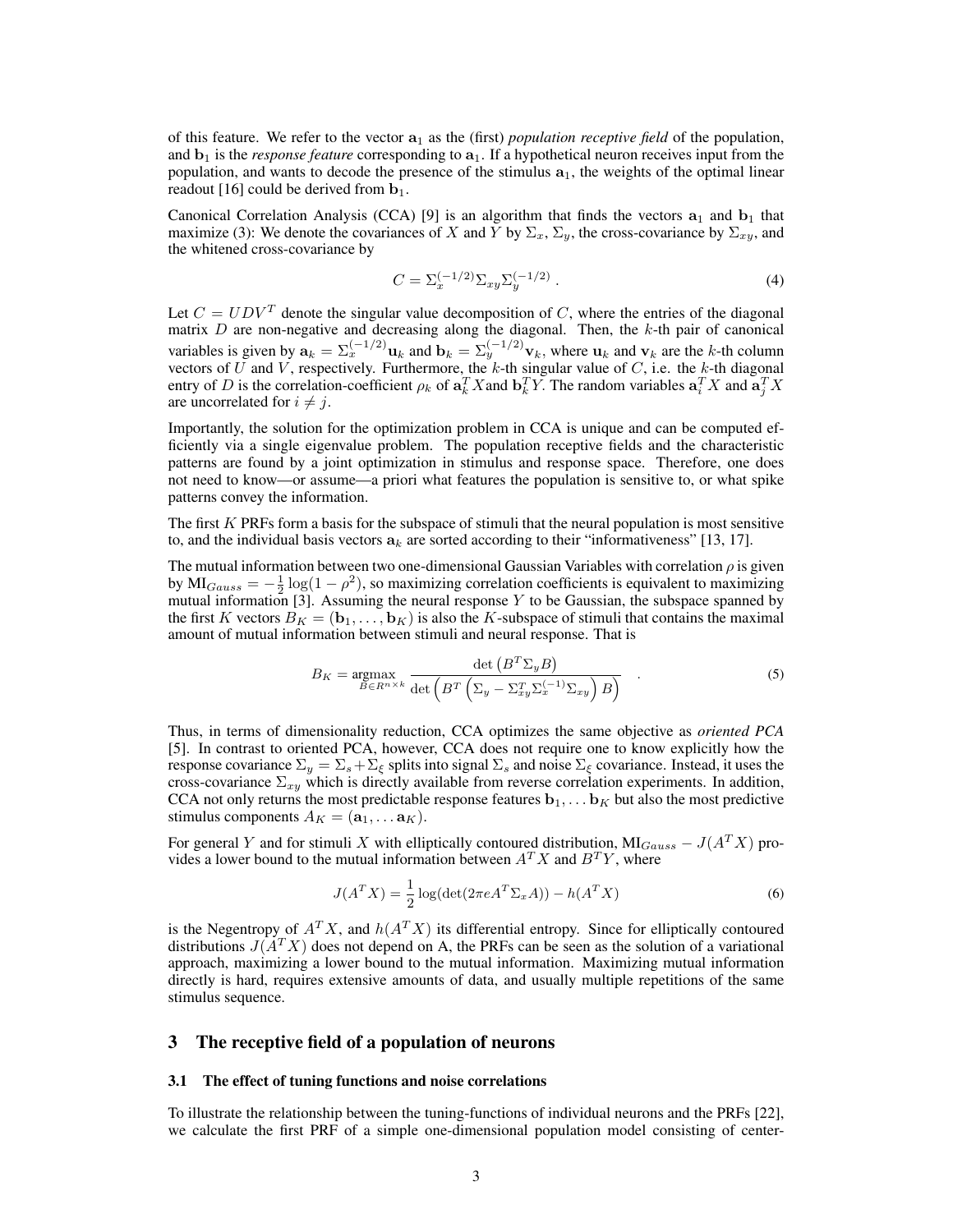of this feature. We refer to the vector $\mathbf{a}_1$ as the (first) *population receptive field* of the population, and $\mathbf{b}_1$ is the *response feature* corresponding to $\mathbf{a}_1$. If a hypothetical neuron receives input from the population, and wants to decode the presence of the stimulus $\mathbf{a}_1$, the weights of the optimal linear readout [16] could be derived from $\mathbf{b}_1$.

Canonical Correlation Analysis (CCA) [9] is an algorithm that finds the vectors $\mathbf{a}_1$ and $\mathbf{b}_1$ that maximize (3): We denote the covariances of $X$ and $Y$ by $\Sigma_x$, $\Sigma_y$, the cross-covariance by $\Sigma_{xy}$, and the whitened cross-covariance by

$$C = \Sigma_x^{(-1/2)} \Sigma_{xy} \Sigma_y^{(-1/2)} . \tag{4}$$

Let $C = UDV^T$ denote the singular value decomposition of $C$, where the entries of the diagonal matrix $D$ are non-negative and decreasing along the diagonal. Then, the $k$-th pair of canonical variables is given by $\mathbf{a}_k = \Sigma_x^{(-1/2)} \mathbf{u}_k$ and $\mathbf{b}_k = \Sigma_y^{(-1/2)} \mathbf{v}_k$, where $\mathbf{u}_k$ and $\mathbf{v}_k$ are the $k$-th column vectors of $U$ and $V$, respectively. Furthermore, the $k$-th singular value of $C$, i.e. the $k$-th diagonal entry of $D$ is the correlation-coefficient $\rho_k$ of $\mathbf{a}_k^T X$and $\mathbf{b}_k^T Y$. The random variables $\mathbf{a}_i^T X$ and $\mathbf{a}_j^T X$ are uncorrelated for $i \neq j$.

Importantly, the solution for the optimization problem in CCA is unique and can be computed efficiently via a single eigenvalue problem. The population receptive fields and the characteristic patterns are found by a joint optimization in stimulus and response space. Therefore, one does not need to know—or assume—a priori what features the population is sensitive to, or what spike patterns convey the information.

The first $K$ PRFs form a basis for the subspace of stimuli that the neural population is most sensitive to, and the individual basis vectors $\mathbf{a}_k$ are sorted according to their "informativeness" [13, 17].

The mutual information between two one-dimensional Gaussian Variables with correlation $\rho$ is given by $\text{MI}_{Gauss} = -\frac{1}{2} \log(1 - \rho^2)$, so maximizing correlation coefficients is equivalent to maximizing mutual information [3]. Assuming the neural response $Y$ to be Gaussian, the subspace spanned by the first $K$ vectors $B_K = (\mathbf{b}_1, \ldots, \mathbf{b}_K)$ is also the $K$-subspace of stimuli that contains the maximal amount of mutual information between stimuli and neural response. That is

$$B_K = \underset{B \in R^{n \times k}}{\operatorname{argmax}} \frac{\det\left(B^T \Sigma_y B\right)}{\det\left(B^T \left(\Sigma_y - \Sigma_{xy}^T \Sigma_x^{(-1)} \Sigma_{xy}\right) B\right)} \quad . \tag{5}$$

Thus, in terms of dimensionality reduction, CCA optimizes the same objective as *oriented PCA* [5]. In contrast to oriented PCA, however, CCA does not require one to know explicitly how the response covariance $\Sigma_y = \Sigma_s + \Sigma_\xi$ splits into signal $\Sigma_s$ and noise $\Sigma_\xi$ covariance. Instead, it uses the cross-covariance $\Sigma_{xy}$ which is directly available from reverse correlation experiments. In addition, CCA not only returns the most predictable response features $\mathbf{b}_1, \ldots \mathbf{b}_K$ but also the most predictive stimulus components $A_K = (\mathbf{a}_1, \ldots \mathbf{a}_K)$.

For general $Y$ and for stimuli $X$ with elliptically contoured distribution, $\text{MI}_{Gauss} - J(A^T X)$ provides a lower bound to the mutual information between $A^T X$ and $B^T Y$, where

$$J(A^T X) = \frac{1}{2} \log(\det(2\pi e A^T \Sigma_x A)) - h(A^T X) \tag{6}$$

is the Negentropy of $A^T X$, and $h(A^T X)$ its differential entropy. Since for elliptically contoured distributions $J(A^T X)$ does not depend on A, the PRFs can be seen as the solution of a variational approach, maximizing a lower bound to the mutual information. Maximizing mutual information directly is hard, requires extensive amounts of data, and usually multiple repetitions of the same stimulus sequence.

## 3 The receptive field of a population of neurons

### 3.1 The effect of tuning functions and noise correlations

To illustrate the relationship between the tuning-functions of individual neurons and the PRFs [22], we calculate the first PRF of a simple one-dimensional population model consisting of center-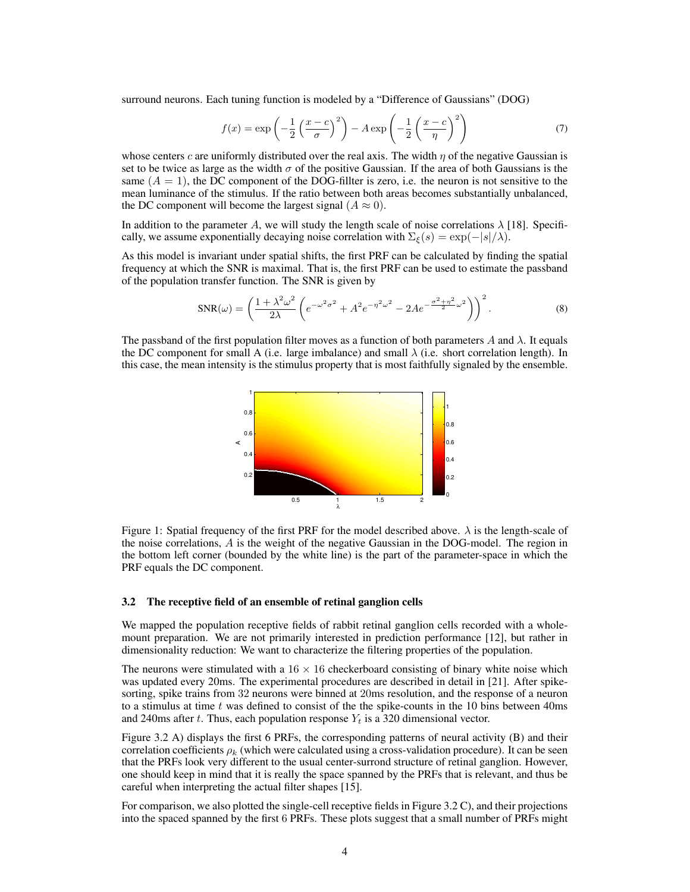surround neurons. Each tuning function is modeled by a "Difference of Gaussians" (DOG)

$$f(x) = \exp\left(-\frac{1}{2}\left(\frac{x-c}{\sigma}\right)^2\right) - A\exp\left(-\frac{1}{2}\left(\frac{x-c}{\eta}\right)^2\right) \tag{7}$$

whose centers $c$ are uniformly distributed over the real axis. The width $\eta$ of the negative Gaussian is set to be twice as large as the width $\sigma$ of the positive Gaussian. If the area of both Gaussians is the same ($A = 1$), the DC component of the DOG-fillter is zero, i.e. the neuron is not sensitive to the mean luminance of the stimulus. If the ratio between both areas becomes substantially unbalanced, the DC component will become the largest signal ($A \approx 0$).

In addition to the parameter $A$, we will study the length scale of noise correlations $\lambda$ [18]. Specifically, we assume exponentially decaying noise correlation with $\Sigma_\xi(s) = \exp(-|s|/\lambda)$.

As this model is invariant under spatial shifts, the first PRF can be calculated by finding the spatial frequency at which the SNR is maximal. That is, the first PRF can be used to estimate the passband of the population transfer function. The SNR is given by

$$\mathrm{SNR}(\omega) = \left(\frac{1+\lambda^2\omega^2}{2\lambda}\left(e^{-\omega^2\sigma^2} + A^2 e^{-\eta^2\omega^2} - 2Ae^{-\frac{\sigma^2+\eta^2}{2}\omega^2}\right)\right)^2. \tag{8}$$

The passband of the first population filter moves as a function of both parameters $A$ and $\lambda$. It equals the DC component for small A (i.e. large imbalance) and small $\lambda$ (i.e. short correlation length). In this case, the mean intensity is the stimulus property that is most faithfully signaled by the ensemble.

Figure 1: Spatial frequency of the first PRF for the model described above. $\lambda$ is the length-scale of the noise correlations, $A$ is the weight of the negative Gaussian in the DOG-model. The region in the bottom left corner (bounded by the white line) is the part of the parameter-space in which the PRF equals the DC component.

### 3.2 The receptive field of an ensemble of retinal ganglion cells

We mapped the population receptive fields of rabbit retinal ganglion cells recorded with a whole-mount preparation. We are not primarily interested in prediction performance [12], but rather in dimensionality reduction: We want to characterize the filtering properties of the population.

The neurons were stimulated with a $16 \times 16$ checkerboard consisting of binary white noise which was updated every 20ms. The experimental procedures are described in detail in [21]. After spike-sorting, spike trains from 32 neurons were binned at 20ms resolution, and the response of a neuron to a stimulus at time $t$ was defined to consist of the the spike-counts in the 10 bins between 40ms and 240ms after $t$. Thus, each population response $Y_t$ is a 320 dimensional vector.

Figure 3.2 A) displays the first 6 PRFs, the corresponding patterns of neural activity (B) and their correlation coefficients $\rho_k$ (which were calculated using a cross-validation procedure). It can be seen that the PRFs look very different to the usual center-surround structure of retinal ganglion. However, one should keep in mind that it is really the space spanned by the PRFs that is relevant, and thus be careful when interpreting the actual filter shapes [15].

For comparison, we also plotted the single-cell receptive fields in Figure 3.2 C), and their projections into the spaced spanned by the first 6 PRFs. These plots suggest that a small number of PRFs might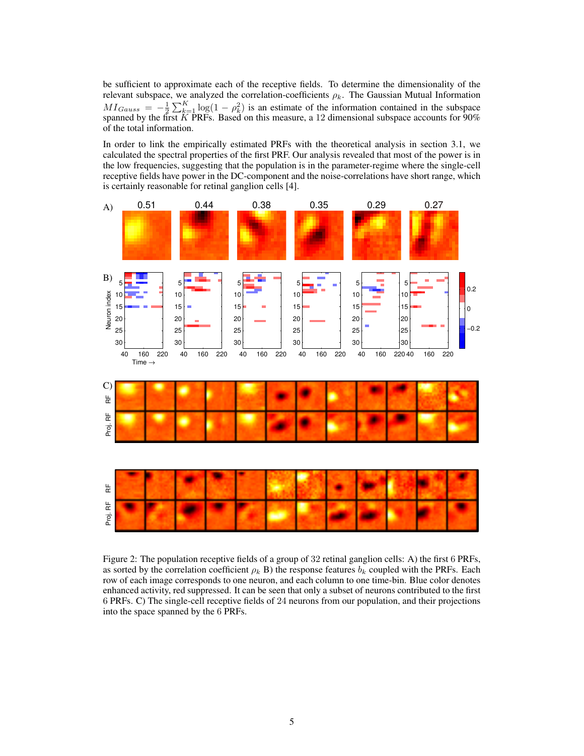be sufficient to approximate each of the receptive fields. To determine the dimensionality of the relevant subspace, we analyzed the correlation-coefficients $\rho_k$. The Gaussian Mutual Information $MI_{Gauss} = -\frac{1}{2}\sum_{k=1}^{K}\log(1-\rho_k^2)$ is an estimate of the information contained in the subspace spanned by the first $K$ PRFs. Based on this measure, a 12 dimensional subspace accounts for 90% of the total information.

In order to link the empirically estimated PRFs with the theoretical analysis in section 3.1, we calculated the spectral properties of the first PRF. Our analysis revealed that most of the power is in the low frequencies, suggesting that the population is in the parameter-regime where the single-cell receptive fields have power in the DC-component and the noise-correlations have short range, which is certainly reasonable for retinal ganglion cells [4].

A)

0.51 0.44 0.38 0.35 0.29 0.27

B)

Neuron index

5 10 15 20 25 30

40 160 220

Time →

0.2 0 −0.2

C)

RF

Proj. RF

RF

Proj. RF

Figure 2: The population receptive fields of a group of 32 retinal ganglion cells: A) the first 6 PRFs, as sorted by the correlation coefficient $\rho_k$ B) the response features $b_k$ coupled with the PRFs. Each row of each image corresponds to one neuron, and each column to one time-bin. Blue color denotes enhanced activity, red suppressed. It can be seen that only a subset of neurons contributed to the first 6 PRFs. C) The single-cell receptive fields of 24 neurons from our population, and their projections into the space spanned by the 6 PRFs.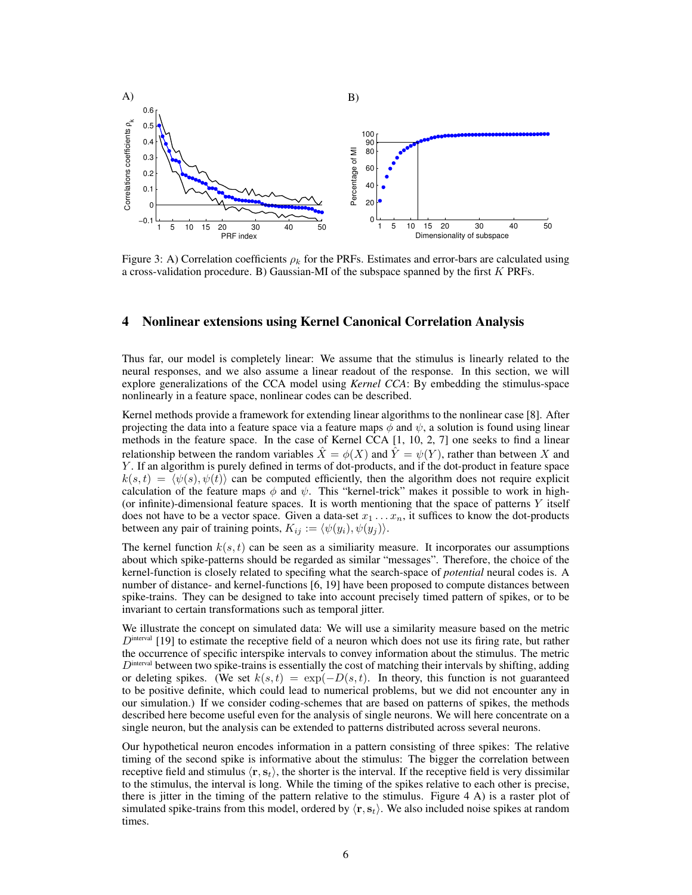A)

0.6
0.5
0.4
0.3
0.2
0.1
0
−0.1

Correlations coefficients $\rho_k$

1 5 10 15 20 30 40 50

PRF index

B)

100
90
80
60
40
20
0

Percentage of MI

1 5 10 15 20 30 40 50

Dimensionality of subspace

Figure 3: A) Correlation coefficients $\rho_k$ for the PRFs. Estimates and error-bars are calculated using a cross-validation procedure. B) Gaussian-MI of the subspace spanned by the first $K$ PRFs.

## 4 Nonlinear extensions using Kernel Canonical Correlation Analysis

Thus far, our model is completely linear: We assume that the stimulus is linearly related to the neural responses, and we also assume a linear readout of the response. In this section, we will explore generalizations of the CCA model using *Kernel CCA*: By embedding the stimulus-space nonlinearly in a feature space, nonlinear codes can be described.

Kernel methods provide a framework for extending linear algorithms to the nonlinear case [8]. After projecting the data into a feature space via a feature maps $\phi$ and $\psi$, a solution is found using linear methods in the feature space. In the case of Kernel CCA [1, 10, 2, 7] one seeks to find a linear relationship between the random variables $\hat{X} = \phi(X)$ and $\hat{Y} = \psi(Y)$, rather than between $X$ and $Y$. If an algorithm is purely defined in terms of dot-products, and if the dot-product in feature space $k(s,t) = \langle \psi(s), \psi(t) \rangle$ can be computed efficiently, then the algorithm does not require explicit calculation of the feature maps $\phi$ and $\psi$. This "kernel-trick" makes it possible to work in high- (or infinite)-dimensional feature spaces. It is worth mentioning that the space of patterns $Y$ itself does not have to be a vector space. Given a data-set $x_1 \ldots x_n$, it suffices to know the dot-products between any pair of training points, $K_{ij} := \langle \psi(y_i), \psi(y_j) \rangle$.

The kernel function $k(s,t)$ can be seen as a similiarity measure. It incorporates our assumptions about which spike-patterns should be regarded as similar "messages". Therefore, the choice of the kernel-function is closely related to specifing what the search-space of *potential* neural codes is. A number of distance- and kernel-functions [6, 19] have been proposed to compute distances between spike-trains. They can be designed to take into account precisely timed pattern of spikes, or to be invariant to certain transformations such as temporal jitter.

We illustrate the concept on simulated data: We will use a similarity measure based on the metric $D^{\text{interval}}$ [19] to estimate the receptive field of a neuron which does not use its firing rate, but rather the occurrence of specific interspike intervals to convey information about the stimulus. The metric $D^{\text{interval}}$ between two spike-trains is essentially the cost of matching their intervals by shifting, adding or deleting spikes. (We set $k(s,t) = \exp(-D(s,t)$. In theory, this function is not guaranteed to be positive definite, which could lead to numerical problems, but we did not encounter any in our simulation.) If we consider coding-schemes that are based on patterns of spikes, the methods described here become useful even for the analysis of single neurons. We will here concentrate on a single neuron, but the analysis can be extended to patterns distributed across several neurons.

Our hypothetical neuron encodes information in a pattern consisting of three spikes: The relative timing of the second spike is informative about the stimulus: The bigger the correlation between receptive field and stimulus $\langle \mathbf{r}, \mathbf{s}_t \rangle$, the shorter is the interval. If the receptive field is very dissimilar to the stimulus, the interval is long. While the timing of the spikes relative to each other is precise, there is jitter in the timing of the pattern relative to the stimulus. Figure 4 A) is a raster plot of simulated spike-trains from this model, ordered by $\langle \mathbf{r}, \mathbf{s}_t \rangle$. We also included noise spikes at random times.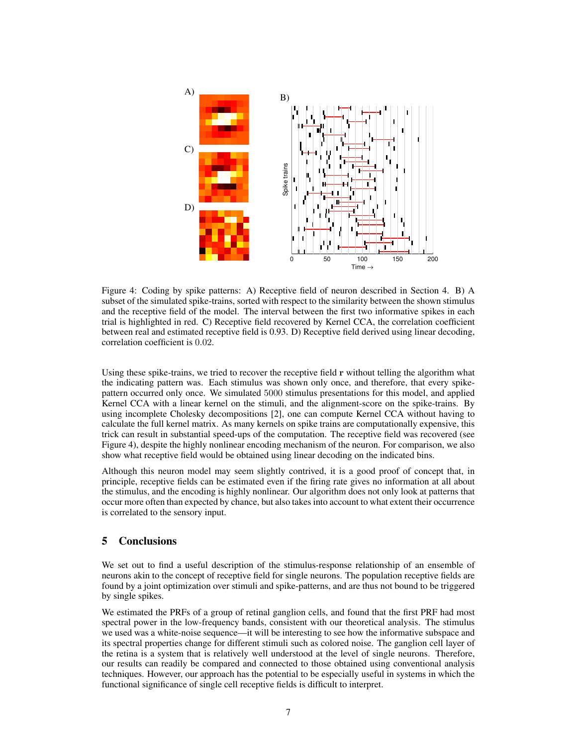Figure 4: Coding by spike patterns: A) Receptive field of neuron described in Section 4. B) A subset of the simulated spike-trains, sorted with respect to the similarity between the shown stimulus and the receptive field of the model. The interval between the first two informative spikes in each trial is highlighted in red. C) Receptive field recovered by Kernel CCA, the correlation coefficient between real and estimated receptive field is 0.93. D) Receptive field derived using linear decoding, correlation coefficient is 0.02.

Using these spike-trains, we tried to recover the receptive field $\mathbf{r}$ without telling the algorithm what the indicating pattern was. Each stimulus was shown only once, and therefore, that every spike-pattern occurred only once. We simulated 5000 stimulus presentations for this model, and applied Kernel CCA with a linear kernel on the stimuli, and the alignment-score on the spike-trains. By using incomplete Cholesky decompositions [2], one can compute Kernel CCA without having to calculate the full kernel matrix. As many kernels on spike trains are computationally expensive, this trick can result in substantial speed-ups of the computation. The receptive field was recovered (see Figure 4), despite the highly nonlinear encoding mechanism of the neuron. For comparison, we also show what receptive field would be obtained using linear decoding on the indicated bins.

Although this neuron model may seem slightly contrived, it is a good proof of concept that, in principle, receptive fields can be estimated even if the firing rate gives no information at all about the stimulus, and the encoding is highly nonlinear. Our algorithm does not only look at patterns that occur more often than expected by chance, but also takes into account to what extent their occurrence is correlated to the sensory input.

## 5 Conclusions

We set out to find a useful description of the stimulus-response relationship of an ensemble of neurons akin to the concept of receptive field for single neurons. The population receptive fields are found by a joint optimization over stimuli and spike-patterns, and are thus not bound to be triggered by single spikes.

We estimated the PRFs of a group of retinal ganglion cells, and found that the first PRF had most spectral power in the low-frequency bands, consistent with our theoretical analysis. The stimulus we used was a white-noise sequence—it will be interesting to see how the informative subspace and its spectral properties change for different stimuli such as colored noise. The ganglion cell layer of the retina is a system that is relatively well understood at the level of single neurons. Therefore, our results can readily be compared and connected to those obtained using conventional analysis techniques. However, our approach has the potential to be especially useful in systems in which the functional significance of single cell receptive fields is difficult to interpret.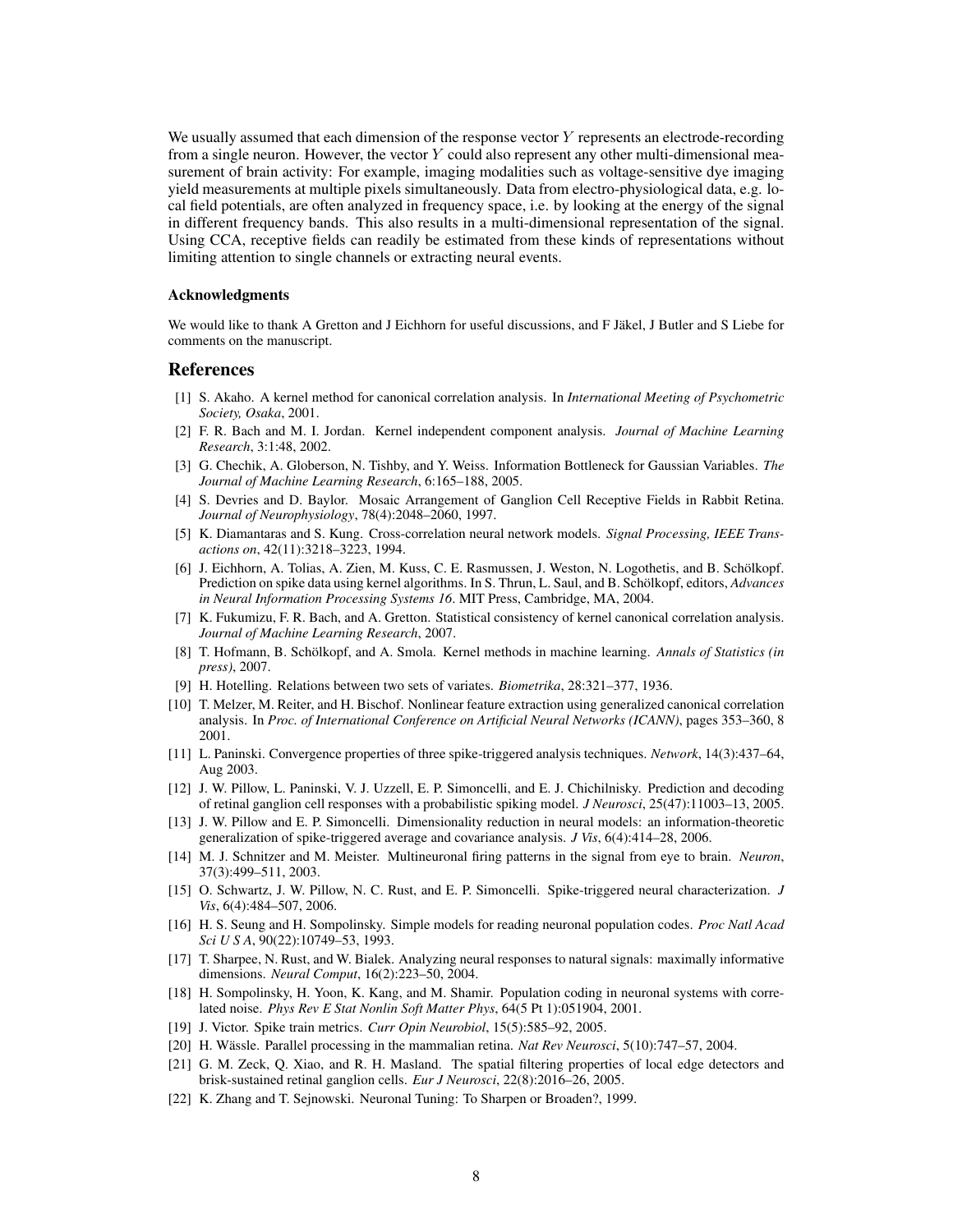We usually assumed that each dimension of the response vector $Y$ represents an electrode-recording from a single neuron. However, the vector $Y$ could also represent any other multi-dimensional measurement of brain activity: For example, imaging modalities such as voltage-sensitive dye imaging yield measurements at multiple pixels simultaneously. Data from electro-physiological data, e.g. local field potentials, are often analyzed in frequency space, i.e. by looking at the energy of the signal in different frequency bands. This also results in a multi-dimensional representation of the signal. Using CCA, receptive fields can readily be estimated from these kinds of representations without limiting attention to single channels or extracting neural events.

### Acknowledgments

We would like to thank A Gretton and J Eichhorn for useful discussions, and F Jäkel, J Butler and S Liebe for comments on the manuscript.

## References

[1] S. Akaho. A kernel method for canonical correlation analysis. In *International Meeting of Psychometric Society, Osaka*, 2001.

[2] F. R. Bach and M. I. Jordan. Kernel independent component analysis. *Journal of Machine Learning Research*, 3:1:48, 2002.

[3] G. Chechik, A. Globerson, N. Tishby, and Y. Weiss. Information Bottleneck for Gaussian Variables. *The Journal of Machine Learning Research*, 6:165–188, 2005.

[4] S. Devries and D. Baylor. Mosaic Arrangement of Ganglion Cell Receptive Fields in Rabbit Retina. *Journal of Neurophysiology*, 78(4):2048–2060, 1997.

[5] K. Diamantaras and S. Kung. Cross-correlation neural network models. *Signal Processing, IEEE Transactions on*, 42(11):3218–3223, 1994.

[6] J. Eichhorn, A. Tolias, A. Zien, M. Kuss, C. E. Rasmussen, J. Weston, N. Logothetis, and B. Schölkopf. Prediction on spike data using kernel algorithms. In S. Thrun, L. Saul, and B. Schölkopf, editors, *Advances in Neural Information Processing Systems 16*. MIT Press, Cambridge, MA, 2004.

[7] K. Fukumizu, F. R. Bach, and A. Gretton. Statistical consistency of kernel canonical correlation analysis. *Journal of Machine Learning Research*, 2007.

[8] T. Hofmann, B. Schölkopf, and A. Smola. Kernel methods in machine learning. *Annals of Statistics (in press)*, 2007.

[9] H. Hotelling. Relations between two sets of variates. *Biometrika*, 28:321–377, 1936.

[10] T. Melzer, M. Reiter, and H. Bischof. Nonlinear feature extraction using generalized canonical correlation analysis. In *Proc. of International Conference on Artificial Neural Networks (ICANN)*, pages 353–360, 8 2001.

[11] L. Paninski. Convergence properties of three spike-triggered analysis techniques. *Network*, 14(3):437–64, Aug 2003.

[12] J. W. Pillow, L. Paninski, V. J. Uzzell, E. P. Simoncelli, and E. J. Chichilnisky. Prediction and decoding of retinal ganglion cell responses with a probabilistic spiking model. *J Neurosci*, 25(47):11003–13, 2005.

[13] J. W. Pillow and E. P. Simoncelli. Dimensionality reduction in neural models: an information-theoretic generalization of spike-triggered average and covariance analysis. *J Vis*, 6(4):414–28, 2006.

[14] M. J. Schnitzer and M. Meister. Multineuronal firing patterns in the signal from eye to brain. *Neuron*, 37(3):499–511, 2003.

[15] O. Schwartz, J. W. Pillow, N. C. Rust, and E. P. Simoncelli. Spike-triggered neural characterization. *J Vis*, 6(4):484–507, 2006.

[16] H. S. Seung and H. Sompolinsky. Simple models for reading neuronal population codes. *Proc Natl Acad Sci U S A*, 90(22):10749–53, 1993.

[17] T. Sharpee, N. Rust, and W. Bialek. Analyzing neural responses to natural signals: maximally informative dimensions. *Neural Comput*, 16(2):223–50, 2004.

[18] H. Sompolinsky, H. Yoon, K. Kang, and M. Shamir. Population coding in neuronal systems with correlated noise. *Phys Rev E Stat Nonlin Soft Matter Phys*, 64(5 Pt 1):051904, 2001.

[19] J. Victor. Spike train metrics. *Curr Opin Neurobiol*, 15(5):585–92, 2005.

[20] H. Wässle. Parallel processing in the mammalian retina. *Nat Rev Neurosci*, 5(10):747–57, 2004.

[21] G. M. Zeck, Q. Xiao, and R. H. Masland. The spatial filtering properties of local edge detectors and brisk-sustained retinal ganglion cells. *Eur J Neurosci*, 22(8):2016–26, 2005.

[22] K. Zhang and T. Sejnowski. Neuronal Tuning: To Sharpen or Broaden?, 1999.